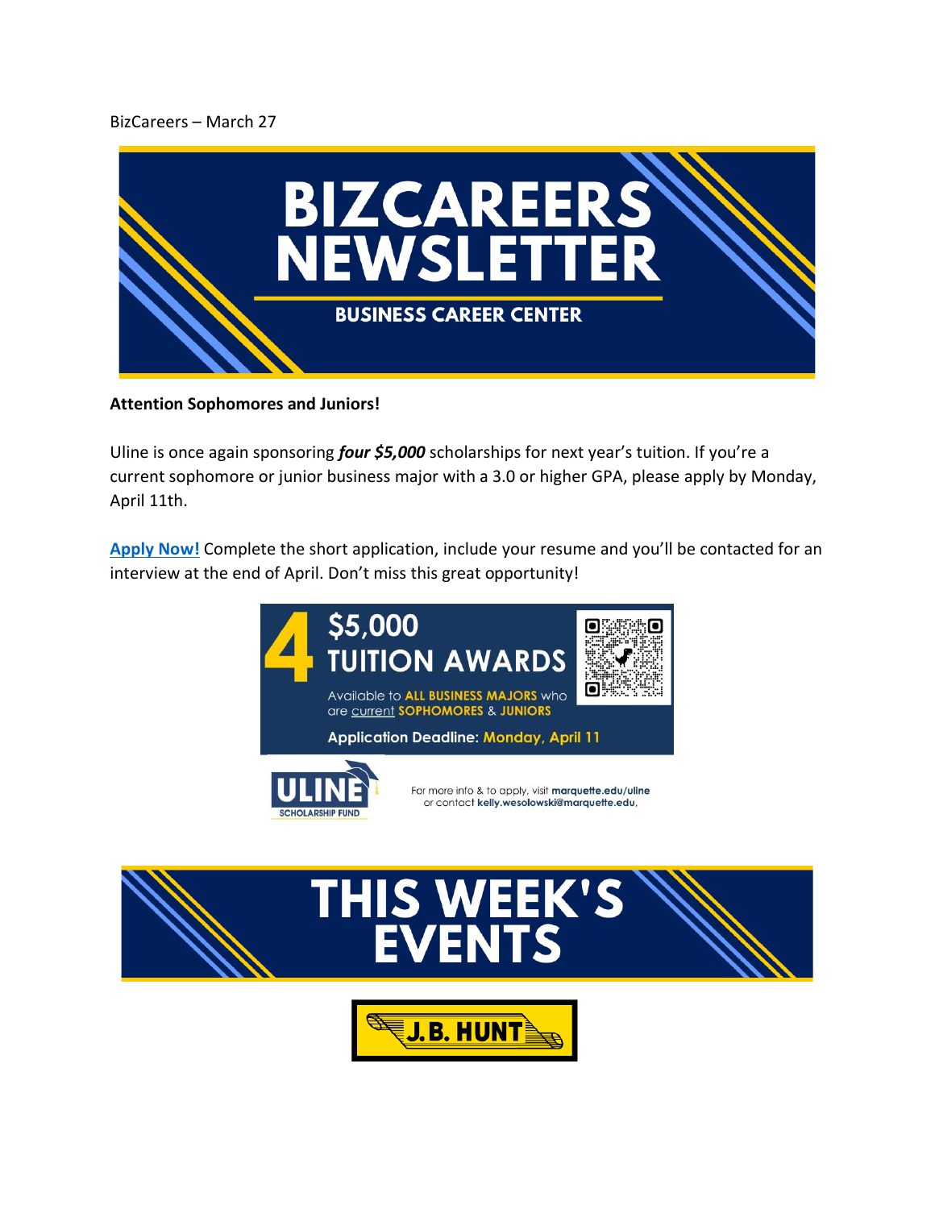BizCareers – March 27

# BIZCAREERS NEWSLETTER

## BUSINESS CAREER CENTER

**Attention Sophomores and Juniors!**

Uline is once again sponsoring ***four $5,000*** scholarships for next year's tuition. If you're a current sophomore or junior business major with a 3.0 or higher GPA, please apply by Monday, April 11th.

**Apply Now!** Complete the short application, include your resume and you'll be contacted for an interview at the end of April. Don't miss this great opportunity!

**4 $5,000 TUITION AWARDS**

Available to **ALL BUSINESS MAJORS** who are current **SOPHOMORES** & **JUNIORS**

**Application Deadline: Monday, April 11**

ULINE SCHOLARSHIP FUND

For more info & to apply, visit **marquette.edu/uline** or contact **kelly.wesolowski@marquette.edu**,

# THIS WEEK'S EVENTS

J.B. HUNT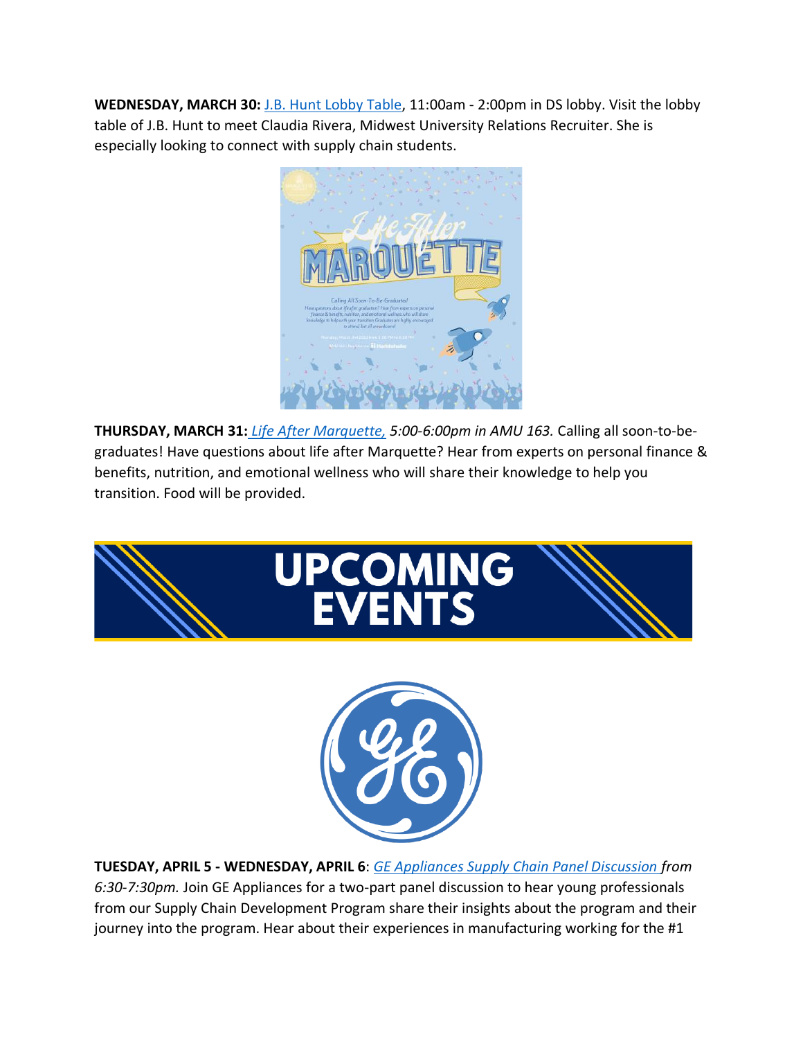**WEDNESDAY, MARCH 30:** J.B. Hunt Lobby Table, 11:00am - 2:00pm in DS lobby. Visit the lobby table of J.B. Hunt to meet Claudia Rivera, Midwest University Relations Recruiter. She is especially looking to connect with supply chain students.

**THURSDAY, MARCH 31:** *Life After Marquette, 5:00-6:00pm in AMU 163.* Calling all soon-to-be-graduates! Have questions about life after Marquette? Hear from experts on personal finance & benefits, nutrition, and emotional wellness who will share their knowledge to help you transition. Food will be provided.

# UPCOMING EVENTS

**TUESDAY, APRIL 5 - WEDNESDAY, APRIL 6**: *GE Appliances Supply Chain Panel Discussion from 6:30-7:30pm.* Join GE Appliances for a two-part panel discussion to hear young professionals from our Supply Chain Development Program share their insights about the program and their journey into the program. Hear about their experiences in manufacturing working for the #1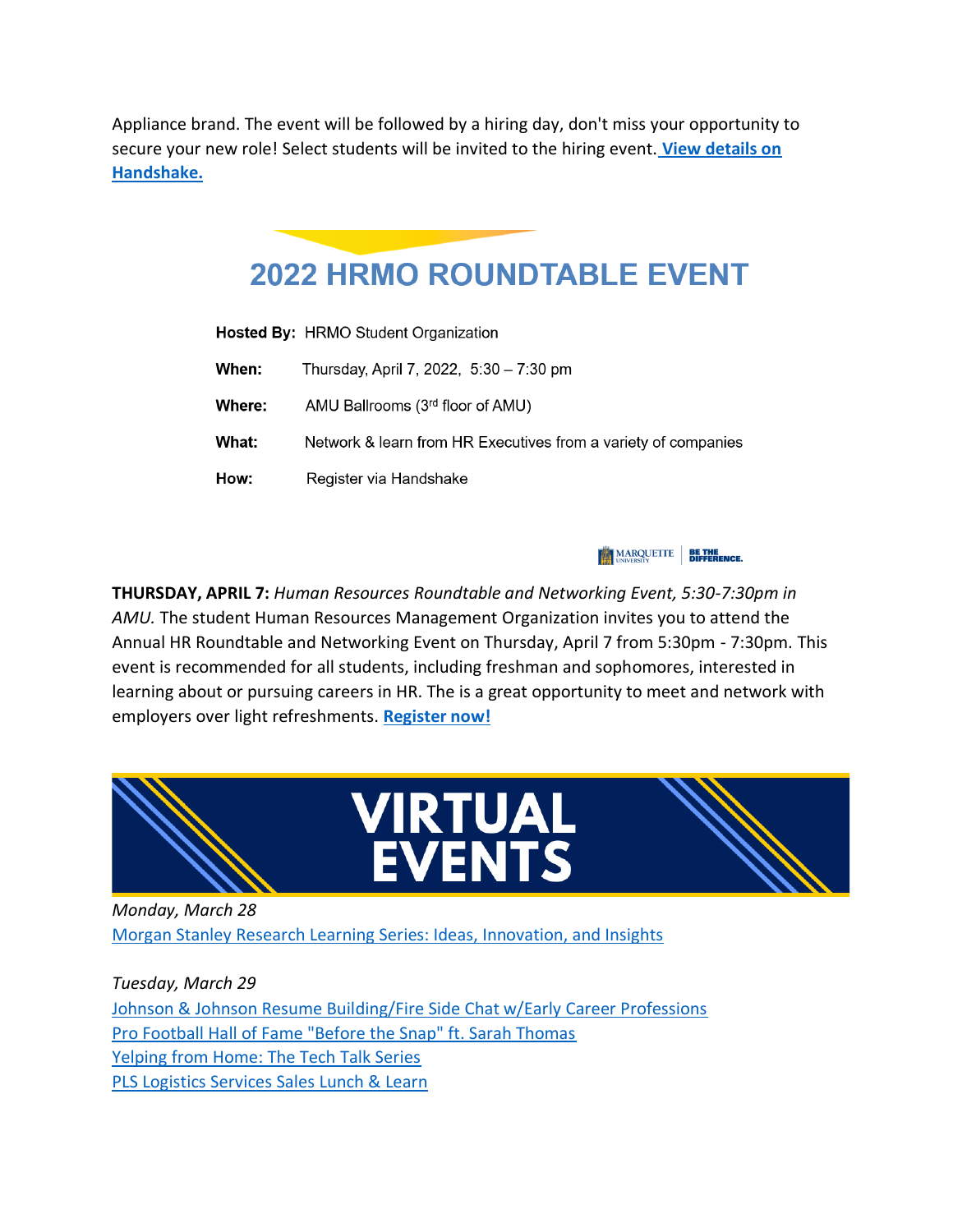Appliance brand. The event will be followed by a hiring day, don't miss your opportunity to secure your new role! Select students will be invited to the hiring event. **View details on Handshake.**

# 2022 HRMO ROUNDTABLE EVENT

**Hosted By:** HRMO Student Organization

**When:** Thursday, April 7, 2022, 5:30 – 7:30 pm

**Where:** AMU Ballrooms (3rd floor of AMU)

**What:** Network & learn from HR Executives from a variety of companies

**How:** Register via Handshake

MARQUETTE UNIVERSITY | BE THE DIFFERENCE.

**THURSDAY, APRIL 7:** *Human Resources Roundtable and Networking Event, 5:30-7:30pm in AMU.* The student Human Resources Management Organization invites you to attend the Annual HR Roundtable and Networking Event on Thursday, April 7 from 5:30pm - 7:30pm. This event is recommended for all students, including freshman and sophomores, interested in learning about or pursuing careers in HR. The is a great opportunity to meet and network with employers over light refreshments. **Register now!**

# VIRTUAL EVENTS

*Monday, March 28*

Morgan Stanley Research Learning Series: Ideas, Innovation, and Insights

*Tuesday, March 29*

Johnson & Johnson Resume Building/Fire Side Chat w/Early Career Professions
Pro Football Hall of Fame "Before the Snap" ft. Sarah Thomas
Yelping from Home: The Tech Talk Series
PLS Logistics Services Sales Lunch & Learn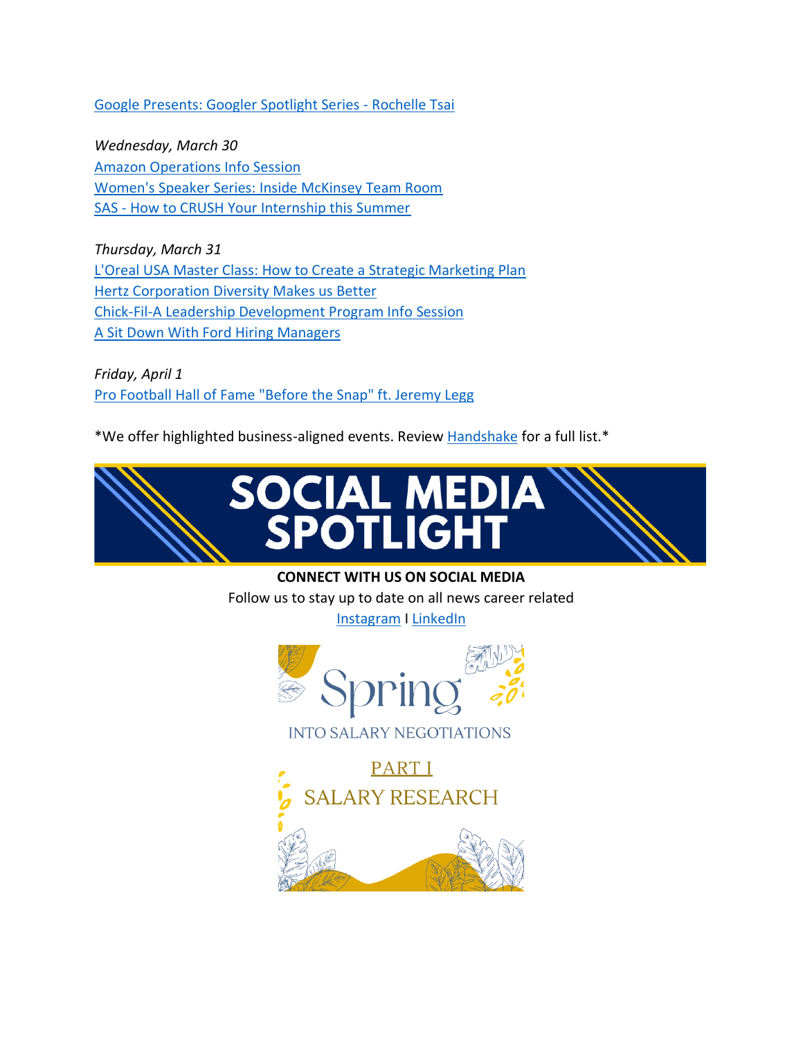Google Presents: Googler Spotlight Series - Rochelle Tsai

*Wednesday, March 30*
Amazon Operations Info Session
Women's Speaker Series: Inside McKinsey Team Room
SAS - How to CRUSH Your Internship this Summer

*Thursday, March 31*
L'Oreal USA Master Class: How to Create a Strategic Marketing Plan
Hertz Corporation Diversity Makes us Better
Chick-Fil-A Leadership Development Program Info Session
A Sit Down With Ford Hiring Managers

*Friday, April 1*
Pro Football Hall of Fame "Before the Snap" ft. Jeremy Legg

*We offer highlighted business-aligned events. Review Handshake for a full list.*

# SOCIAL MEDIA SPOTLIGHT

**CONNECT WITH US ON SOCIAL MEDIA**

Follow us to stay up to date on all news career related

Instagram I LinkedIn

Spring

INTO SALARY NEGOTIATIONS

PART I

SALARY RESEARCH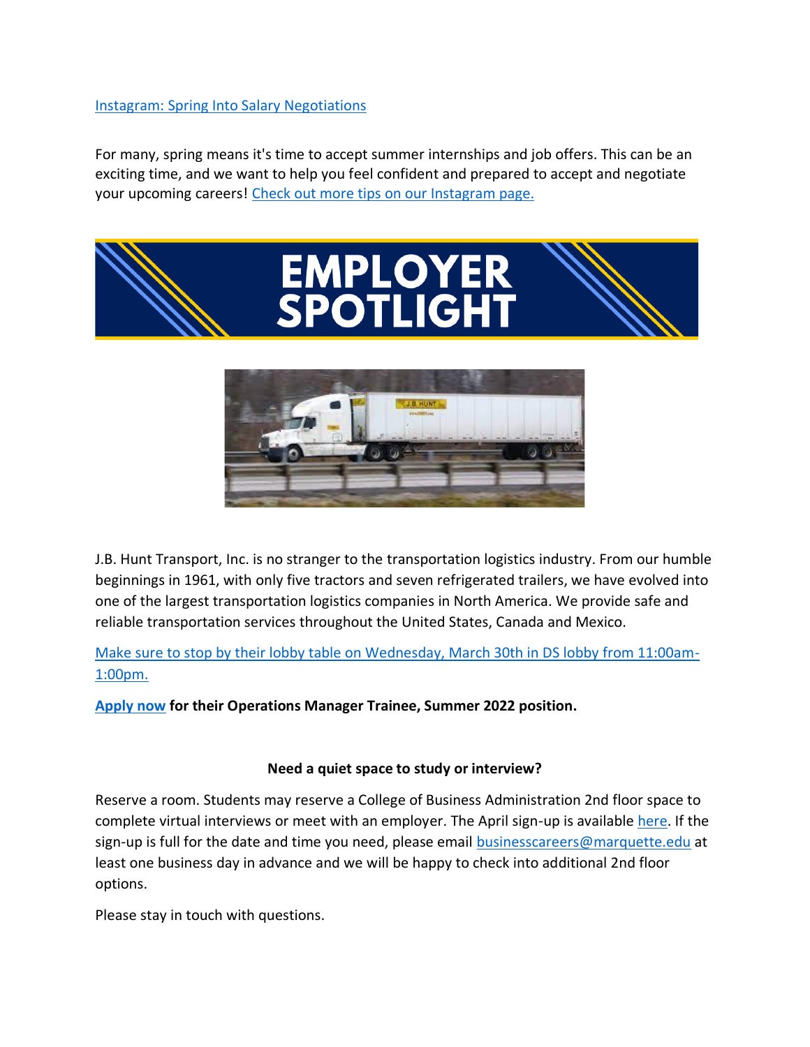Instagram: Spring Into Salary Negotiations

For many, spring means it's time to accept summer internships and job offers. This can be an exciting time, and we want to help you feel confident and prepared to accept and negotiate your upcoming careers! Check out more tips on our Instagram page.

# EMPLOYER SPOTLIGHT

J.B. Hunt Transport, Inc. is no stranger to the transportation logistics industry. From our humble beginnings in 1961, with only five tractors and seven refrigerated trailers, we have evolved into one of the largest transportation logistics companies in North America. We provide safe and reliable transportation services throughout the United States, Canada and Mexico.

Make sure to stop by their lobby table on Wednesday, March 30th in DS lobby from 11:00am-1:00pm.

**Apply now for their Operations Manager Trainee, Summer 2022 position.**

**Need a quiet space to study or interview?**

Reserve a room. Students may reserve a College of Business Administration 2nd floor space to complete virtual interviews or meet with an employer. The April sign-up is available here. If the sign-up is full for the date and time you need, please email businesscareers@marquette.edu at least one business day in advance and we will be happy to check into additional 2nd floor options.

Please stay in touch with questions.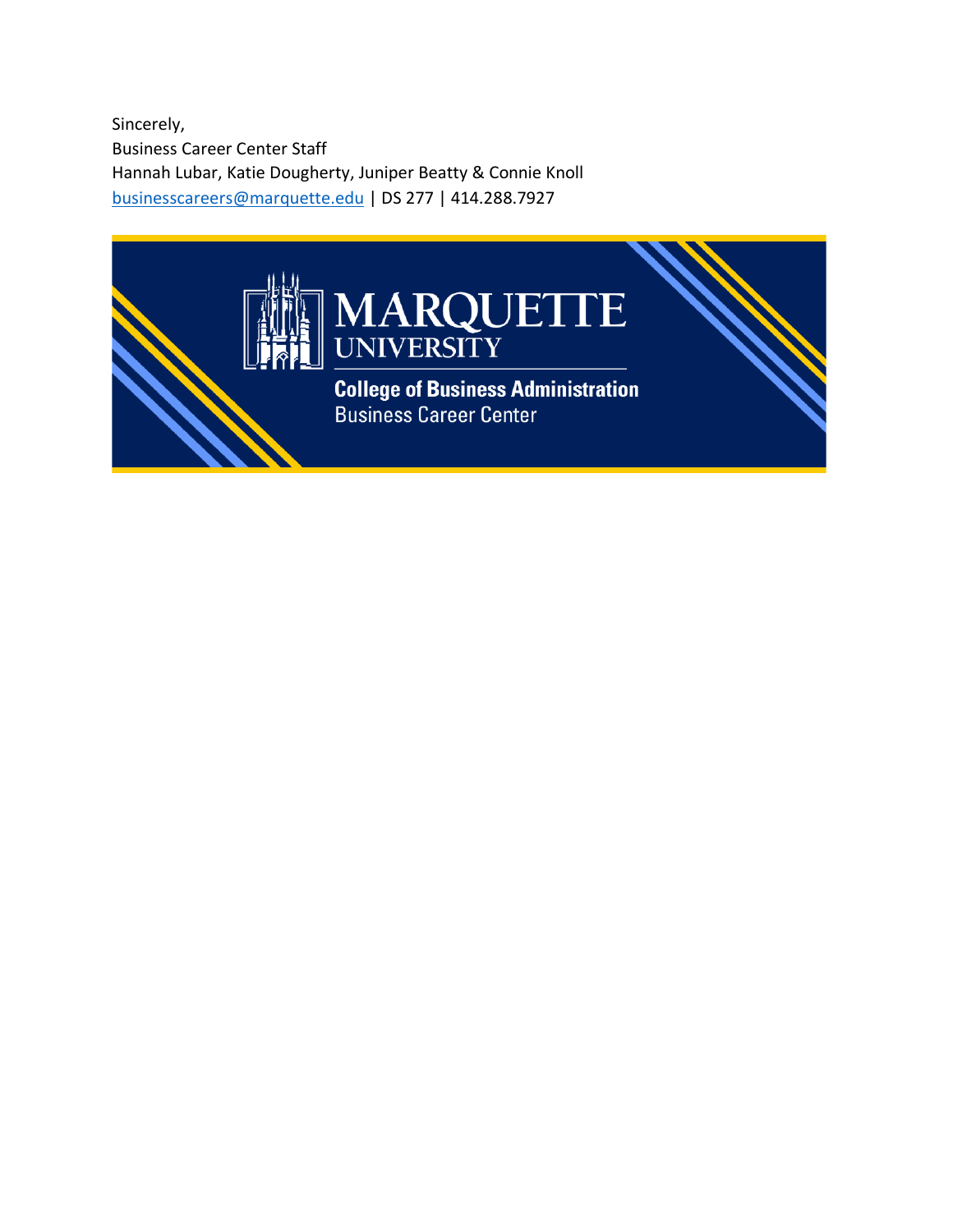Sincerely,
Business Career Center Staff
Hannah Lubar, Katie Dougherty, Juniper Beatty & Connie Knoll
businesscareers@marquette.edu | DS 277 | 414.288.7927

MARQUETTE UNIVERSITY
College of Business Administration
Business Career Center